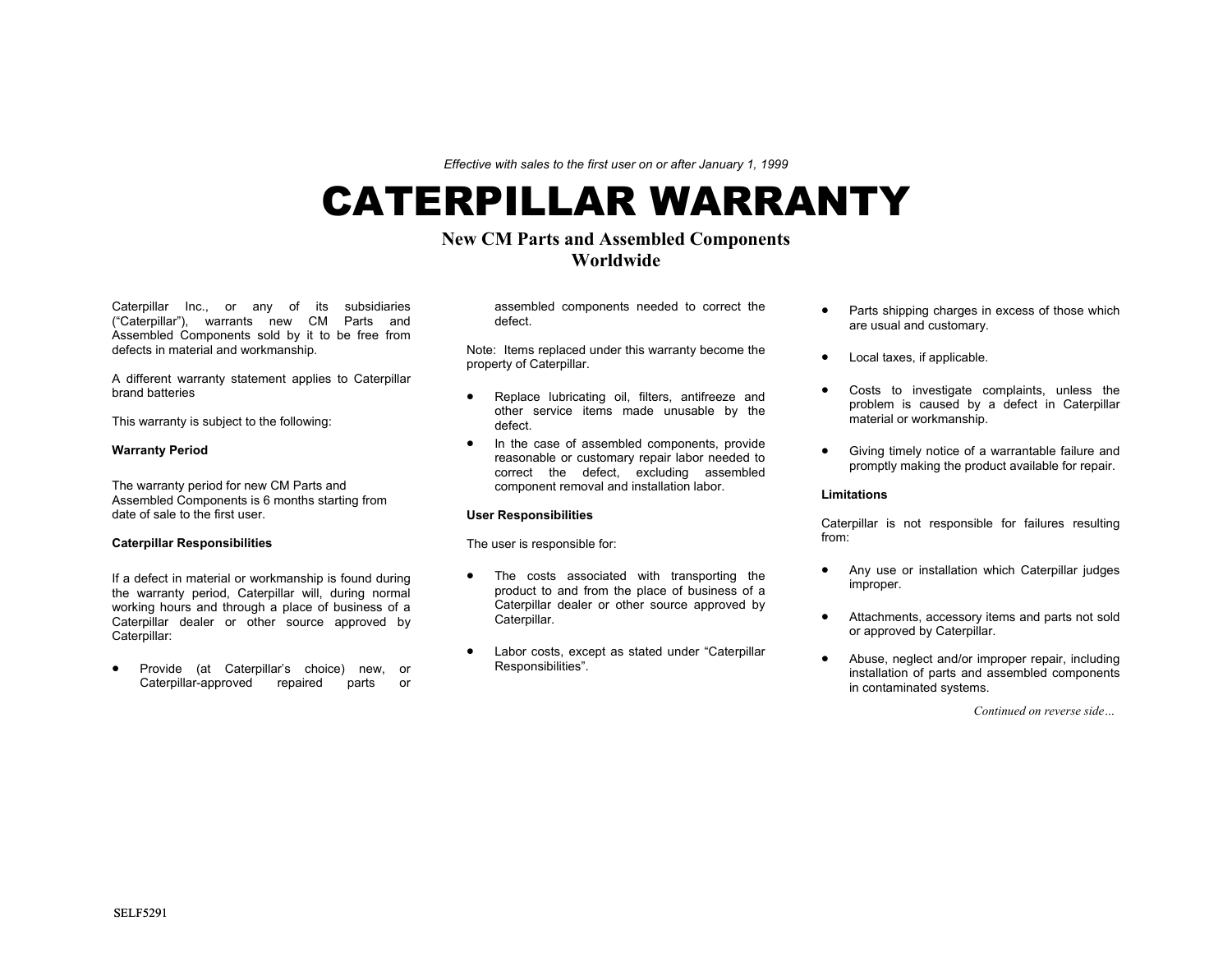*Effective with sales to the first user on or after January 1, 1999*

# CATERPILLAR WARRANTY

## New CM Parts and Assembled Components
## Worldwide

Caterpillar Inc., or any of its subsidiaries ("Caterpillar"), warrants new CM Parts and Assembled Components sold by it to be free from defects in material and workmanship.

A different warranty statement applies to Caterpillar brand batteries

This warranty is subject to the following:

**Warranty Period**

The warranty period for new CM Parts and Assembled Components is 6 months starting from date of sale to the first user.

**Caterpillar Responsibilities**

If a defect in material or workmanship is found during the warranty period, Caterpillar will, during normal working hours and through a place of business of a Caterpillar dealer or other source approved by Caterpillar:

- Provide (at Caterpillar's choice) new, or Caterpillar-approved repaired parts or assembled components needed to correct the defect.

Note: Items replaced under this warranty become the property of Caterpillar.

- Replace lubricating oil, filters, antifreeze and other service items made unusable by the defect.
- In the case of assembled components, provide reasonable or customary repair labor needed to correct the defect, excluding assembled component removal and installation labor.

**User Responsibilities**

The user is responsible for:

- The costs associated with transporting the product to and from the place of business of a Caterpillar dealer or other source approved by Caterpillar.
- Labor costs, except as stated under "Caterpillar Responsibilities".
- Parts shipping charges in excess of those which are usual and customary.
- Local taxes, if applicable.
- Costs to investigate complaints, unless the problem is caused by a defect in Caterpillar material or workmanship.
- Giving timely notice of a warrantable failure and promptly making the product available for repair.

**Limitations**

Caterpillar is not responsible for failures resulting from:

- Any use or installation which Caterpillar judges improper.
- Attachments, accessory items and parts not sold or approved by Caterpillar.
- Abuse, neglect and/or improper repair, including installation of parts and assembled components in contaminated systems.

*Continued on reverse side…*

SELF5291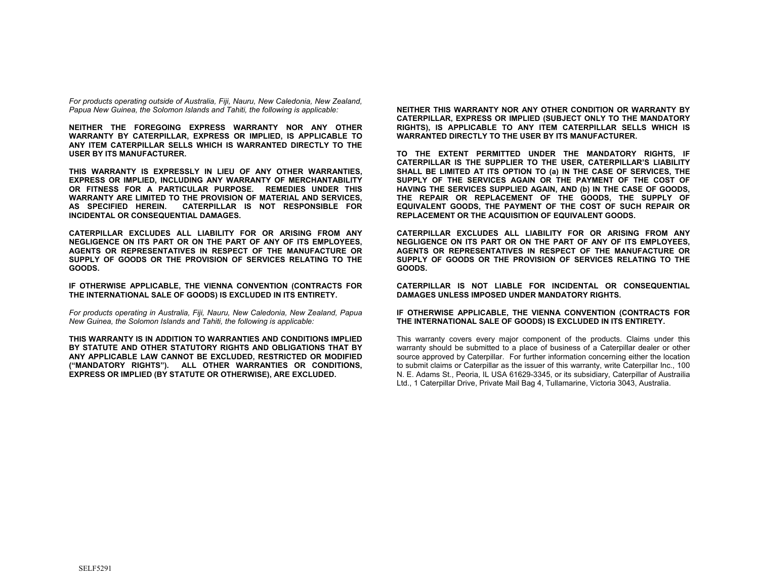*For products operating outside of Australia, Fiji, Nauru, New Caledonia, New Zealand, Papua New Guinea, the Solomon Islands and Tahiti, the following is applicable:*

**NEITHER THE FOREGOING EXPRESS WARRANTY NOR ANY OTHER WARRANTY BY CATERPILLAR, EXPRESS OR IMPLIED, IS APPLICABLE TO ANY ITEM CATERPILLAR SELLS WHICH IS WARRANTED DIRECTLY TO THE USER BY ITS MANUFACTURER.**

**THIS WARRANTY IS EXPRESSLY IN LIEU OF ANY OTHER WARRANTIES, EXPRESS OR IMPLIED, INCLUDING ANY WARRANTY OF MERCHANTABILITY OR FITNESS FOR A PARTICULAR PURPOSE. REMEDIES UNDER THIS WARRANTY ARE LIMITED TO THE PROVISION OF MATERIAL AND SERVICES, AS SPECIFIED HEREIN. CATERPILLAR IS NOT RESPONSIBLE FOR INCIDENTAL OR CONSEQUENTIAL DAMAGES.**

**CATERPILLAR EXCLUDES ALL LIABILITY FOR OR ARISING FROM ANY NEGLIGENCE ON ITS PART OR ON THE PART OF ANY OF ITS EMPLOYEES, AGENTS OR REPRESENTATIVES IN RESPECT OF THE MANUFACTURE OR SUPPLY OF GOODS OR THE PROVISION OF SERVICES RELATING TO THE GOODS.**

**IF OTHERWISE APPLICABLE, THE VIENNA CONVENTION (CONTRACTS FOR THE INTERNATIONAL SALE OF GOODS) IS EXCLUDED IN ITS ENTIRETY.**

*For products operating in Australia, Fiji, Nauru, New Caledonia, New Zealand, Papua New Guinea, the Solomon Islands and Tahiti, the following is applicable:*

**THIS WARRANTY IS IN ADDITION TO WARRANTIES AND CONDITIONS IMPLIED BY STATUTE AND OTHER STATUTORY RIGHTS AND OBLIGATIONS THAT BY ANY APPLICABLE LAW CANNOT BE EXCLUDED, RESTRICTED OR MODIFIED ("MANDATORY RIGHTS"). ALL OTHER WARRANTIES OR CONDITIONS, EXPRESS OR IMPLIED (BY STATUTE OR OTHERWISE), ARE EXCLUDED.**

**NEITHER THIS WARRANTY NOR ANY OTHER CONDITION OR WARRANTY BY CATERPILLAR, EXPRESS OR IMPLIED (SUBJECT ONLY TO THE MANDATORY RIGHTS), IS APPLICABLE TO ANY ITEM CATERPILLAR SELLS WHICH IS WARRANTED DIRECTLY TO THE USER BY ITS MANUFACTURER.**

**TO THE EXTENT PERMITTED UNDER THE MANDATORY RIGHTS, IF CATERPILLAR IS THE SUPPLIER TO THE USER, CATERPILLAR'S LIABILITY SHALL BE LIMITED AT ITS OPTION TO (a) IN THE CASE OF SERVICES, THE SUPPLY OF THE SERVICES AGAIN OR THE PAYMENT OF THE COST OF HAVING THE SERVICES SUPPLIED AGAIN, AND (b) IN THE CASE OF GOODS, THE REPAIR OR REPLACEMENT OF THE GOODS, THE SUPPLY OF EQUIVALENT GOODS, THE PAYMENT OF THE COST OF SUCH REPAIR OR REPLACEMENT OR THE ACQUISITION OF EQUIVALENT GOODS.**

**CATERPILLAR EXCLUDES ALL LIABILITY FOR OR ARISING FROM ANY NEGLIGENCE ON ITS PART OR ON THE PART OF ANY OF ITS EMPLOYEES, AGENTS OR REPRESENTATIVES IN RESPECT OF THE MANUFACTURE OR SUPPLY OF GOODS OR THE PROVISION OF SERVICES RELATING TO THE GOODS.**

**CATERPILLAR IS NOT LIABLE FOR INCIDENTAL OR CONSEQUENTIAL DAMAGES UNLESS IMPOSED UNDER MANDATORY RIGHTS.**

**IF OTHERWISE APPLICABLE, THE VIENNA CONVENTION (CONTRACTS FOR THE INTERNATIONAL SALE OF GOODS) IS EXCLUDED IN ITS ENTIRETY.**

This warranty covers every major component of the products. Claims under this warranty should be submitted to a place of business of a Caterpillar dealer or other source approved by Caterpillar. For further information concerning either the location to submit claims or Caterpillar as the issuer of this warranty, write Caterpillar Inc., 100 N. E. Adams St., Peoria, IL USA 61629-3345, or its subsidiary, Caterpillar of Austrailia Ltd., 1 Caterpillar Drive, Private Mail Bag 4, Tullamarine, Victoria 3043, Australia.

SELF5291